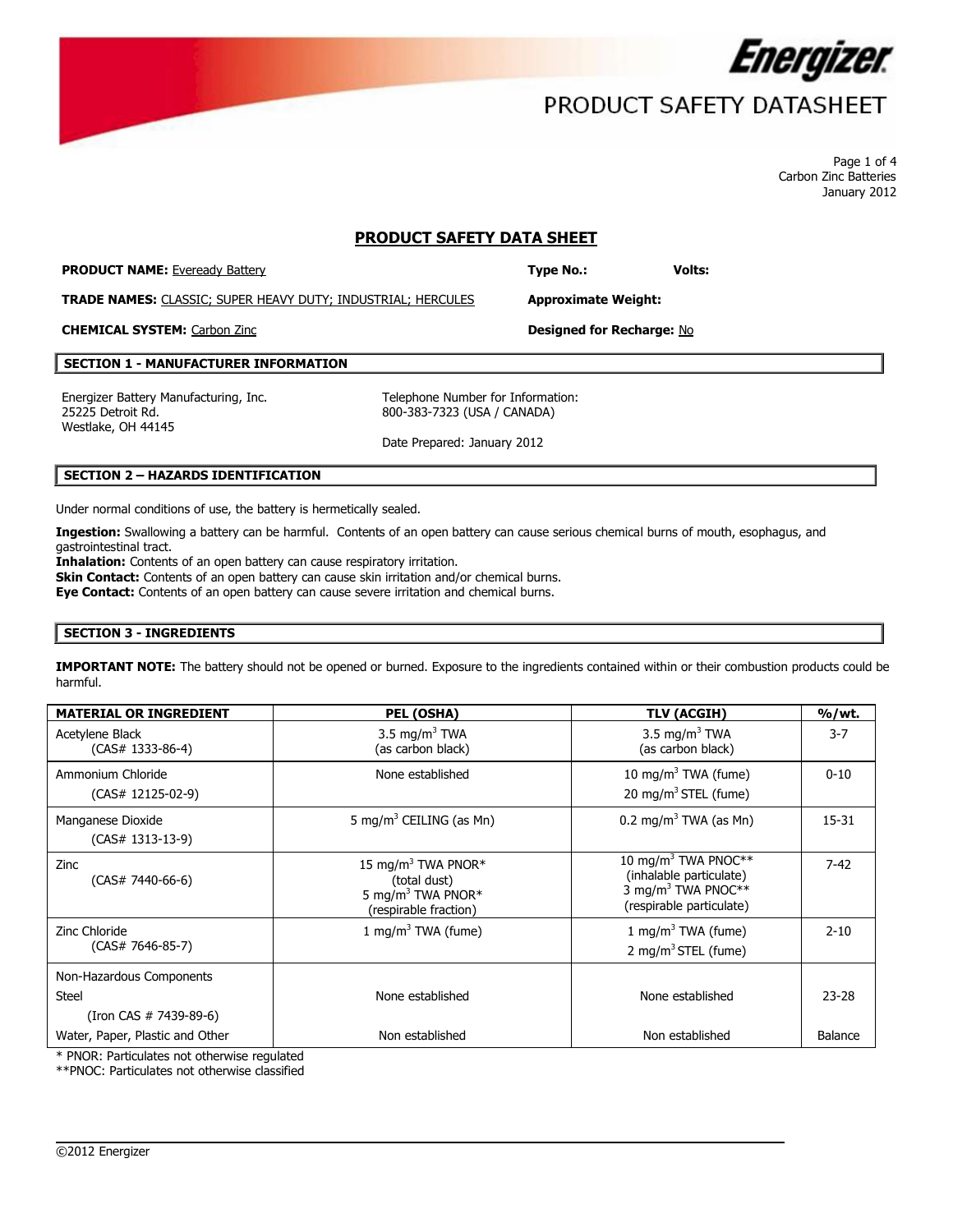# PRODUCT SAFETY DATASHEET

Carbon Zinc Batteries
January 2012

## PRODUCT SAFETY DATA SHEET

**PRODUCT NAME:** Eveready Battery **Type No.:** **Volts:**

**TRADE NAMES:** CLASSIC; SUPER HEAVY DUTY; INDUSTRIAL; HERCULES **Approximate Weight:**

**CHEMICAL SYSTEM:** Carbon Zinc **Designed for Recharge:** No

### SECTION 1 - MANUFACTURER INFORMATION

Energizer Battery Manufacturing, Inc.
25225 Detroit Rd.
Westlake, OH 44145

Telephone Number for Information:
800-383-7323 (USA / CANADA)

Date Prepared: January 2012

### SECTION 2 – HAZARDS IDENTIFICATION

Under normal conditions of use, the battery is hermetically sealed.

**Ingestion:** Swallowing a battery can be harmful. Contents of an open battery can cause serious chemical burns of mouth, esophagus, and gastrointestinal tract.
**Inhalation:** Contents of an open battery can cause respiratory irritation.
**Skin Contact:** Contents of an open battery can cause skin irritation and/or chemical burns.
**Eye Contact:** Contents of an open battery can cause severe irritation and chemical burns.

### SECTION 3 - INGREDIENTS

**IMPORTANT NOTE:** The battery should not be opened or burned. Exposure to the ingredients contained within or their combustion products could be harmful.

| MATERIAL OR INGREDIENT | PEL (OSHA) | TLV (ACGIH) | %/wt. |
|---|---|---|---|
| Acetylene Black (CAS# 1333-86-4) | 3.5 mg/m$^3$ TWA (as carbon black) | 3.5 mg/m$^3$ TWA (as carbon black) | 3-7 |
| Ammonium Chloride (CAS# 12125-02-9) | None established | 10 mg/m$^3$ TWA (fume) 20 mg/m$^3$ STEL (fume) | 0-10 |
| Manganese Dioxide (CAS# 1313-13-9) | 5 mg/m$^3$ CEILING (as Mn) | 0.2 mg/m$^3$ TWA (as Mn) | 15-31 |
| Zinc (CAS# 7440-66-6) | 15 mg/m$^3$ TWA PNOR* (total dust) 5 mg/m$^3$ TWA PNOR* (respirable fraction) | 10 mg/m$^3$ TWA PNOC** (inhalable particulate) 3 mg/m$^3$ TWA PNOC** (respirable particulate) | 7-42 |
| Zinc Chloride (CAS# 7646-85-7) | 1 mg/m$^3$ TWA (fume) | 1 mg/m$^3$ TWA (fume) 2 mg/m$^3$ STEL (fume) | 2-10 |
| Non-Hazardous Components | | | |
| Steel (Iron CAS # 7439-89-6) | None established | None established | 23-28 |
| Water, Paper, Plastic and Other | Non established | Non established | Balance |

\* PNOR: Particulates not otherwise regulated
**PNOC: Particulates not otherwise classified

©2012 Energizer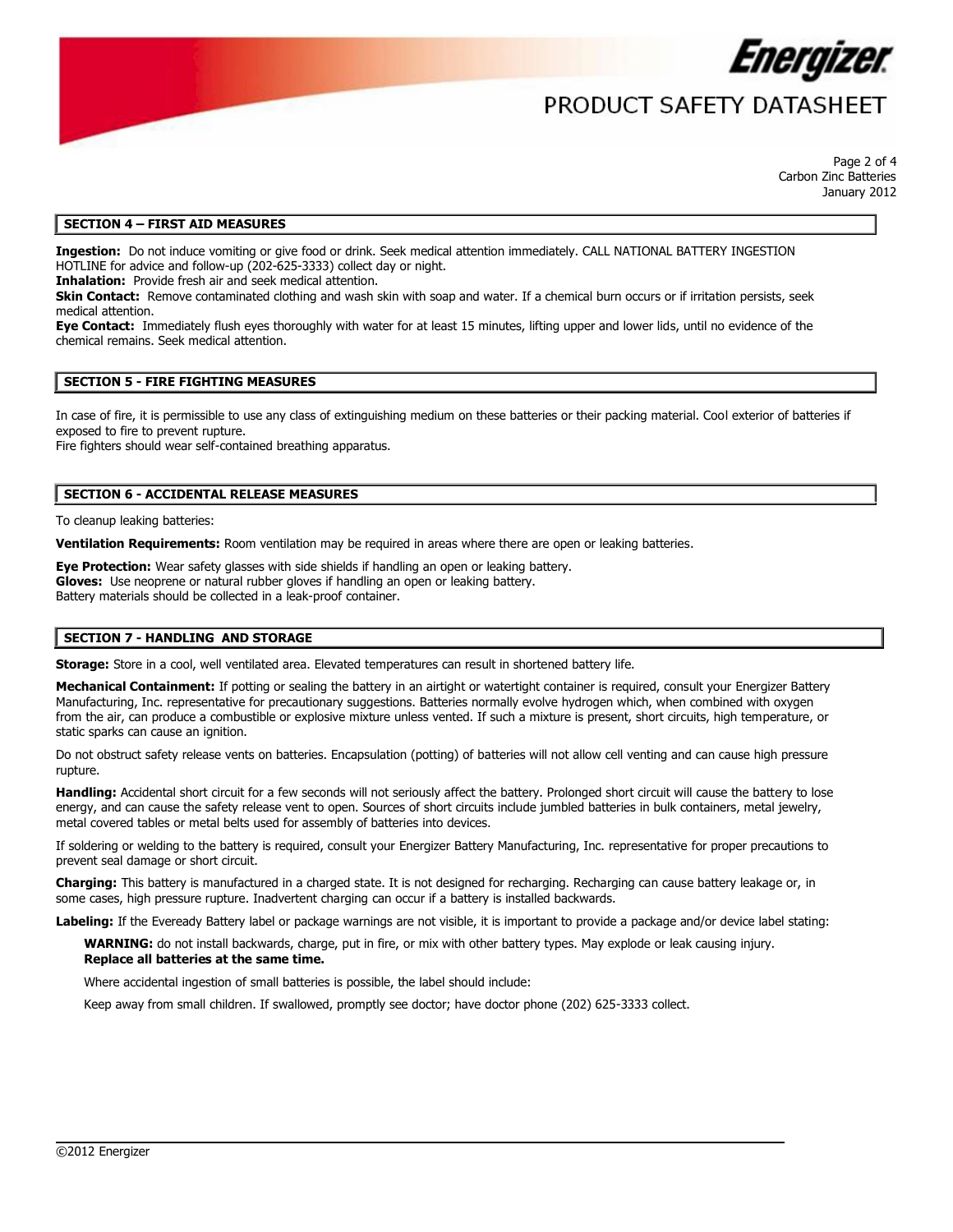## SECTION 4 – FIRST AID MEASURES

**Ingestion:** Do not induce vomiting or give food or drink. Seek medical attention immediately. CALL NATIONAL BATTERY INGESTION HOTLINE for advice and follow-up (202-625-3333) collect day or night.
**Inhalation:** Provide fresh air and seek medical attention.
**Skin Contact:** Remove contaminated clothing and wash skin with soap and water. If a chemical burn occurs or if irritation persists, seek medical attention.
**Eye Contact:** Immediately flush eyes thoroughly with water for at least 15 minutes, lifting upper and lower lids, until no evidence of the chemical remains. Seek medical attention.

## SECTION 5 - FIRE FIGHTING MEASURES

In case of fire, it is permissible to use any class of extinguishing medium on these batteries or their packing material. Cool exterior of batteries if exposed to fire to prevent rupture.
Fire fighters should wear self-contained breathing apparatus.

## SECTION 6 - ACCIDENTAL RELEASE MEASURES

To cleanup leaking batteries:

**Ventilation Requirements:** Room ventilation may be required in areas where there are open or leaking batteries.

**Eye Protection:** Wear safety glasses with side shields if handling an open or leaking battery.
**Gloves:** Use neoprene or natural rubber gloves if handling an open or leaking battery.
Battery materials should be collected in a leak-proof container.

## SECTION 7 - HANDLING AND STORAGE

**Storage:** Store in a cool, well ventilated area. Elevated temperatures can result in shortened battery life.

**Mechanical Containment:** If potting or sealing the battery in an airtight or watertight container is required, consult your Energizer Battery Manufacturing, Inc. representative for precautionary suggestions. Batteries normally evolve hydrogen which, when combined with oxygen from the air, can produce a combustible or explosive mixture unless vented. If such a mixture is present, short circuits, high temperature, or static sparks can cause an ignition.

Do not obstruct safety release vents on batteries. Encapsulation (potting) of batteries will not allow cell venting and can cause high pressure rupture.

**Handling:** Accidental short circuit for a few seconds will not seriously affect the battery. Prolonged short circuit will cause the battery to lose energy, and can cause the safety release vent to open. Sources of short circuits include jumbled batteries in bulk containers, metal jewelry, metal covered tables or metal belts used for assembly of batteries into devices.

If soldering or welding to the battery is required, consult your Energizer Battery Manufacturing, Inc. representative for proper precautions to prevent seal damage or short circuit.

**Charging:** This battery is manufactured in a charged state. It is not designed for recharging. Recharging can cause battery leakage or, in some cases, high pressure rupture. Inadvertent charging can occur if a battery is installed backwards.

**Labeling:** If the Eveready Battery label or package warnings are not visible, it is important to provide a package and/or device label stating:

> **WARNING:** do not install backwards, charge, put in fire, or mix with other battery types. May explode or leak causing injury.
> **Replace all batteries at the same time.**
>
> Where accidental ingestion of small batteries is possible, the label should include:
>
> Keep away from small children. If swallowed, promptly see doctor; have doctor phone (202) 625-3333 collect.

©2012 Energizer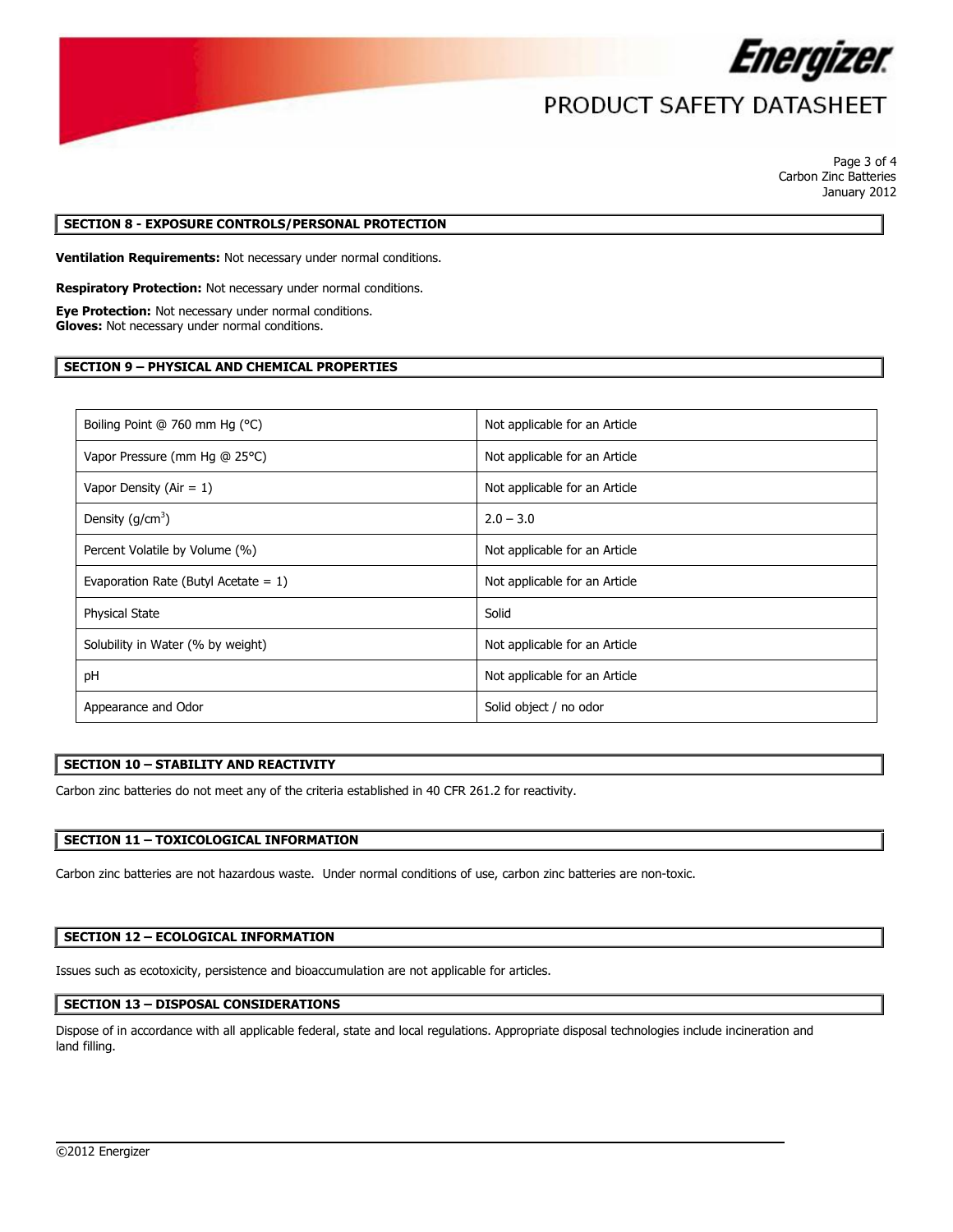## SECTION 8 - EXPOSURE CONTROLS/PERSONAL PROTECTION

**Ventilation Requirements:** Not necessary under normal conditions.

**Respiratory Protection:** Not necessary under normal conditions.

**Eye Protection:** Not necessary under normal conditions.
**Gloves:** Not necessary under normal conditions.

## SECTION 9 – PHYSICAL AND CHEMICAL PROPERTIES

| | |
|---|---|
| Boiling Point @ 760 mm Hg (°C) | Not applicable for an Article |
| Vapor Pressure (mm Hg @ 25°C) | Not applicable for an Article |
| Vapor Density (Air = 1) | Not applicable for an Article |
| Density (g/cm$^3$) | 2.0 – 3.0 |
| Percent Volatile by Volume (%) | Not applicable for an Article |
| Evaporation Rate (Butyl Acetate = 1) | Not applicable for an Article |
| Physical State | Solid |
| Solubility in Water (% by weight) | Not applicable for an Article |
| pH | Not applicable for an Article |
| Appearance and Odor | Solid object / no odor |

## SECTION 10 – STABILITY AND REACTIVITY

Carbon zinc batteries do not meet any of the criteria established in 40 CFR 261.2 for reactivity.

## SECTION 11 – TOXICOLOGICAL INFORMATION

Carbon zinc batteries are not hazardous waste. Under normal conditions of use, carbon zinc batteries are non-toxic.

## SECTION 12 – ECOLOGICAL INFORMATION

Issues such as ecotoxicity, persistence and bioaccumulation are not applicable for articles.

## SECTION 13 – DISPOSAL CONSIDERATIONS

Dispose of in accordance with all applicable federal, state and local regulations. Appropriate disposal technologies include incineration and land filling.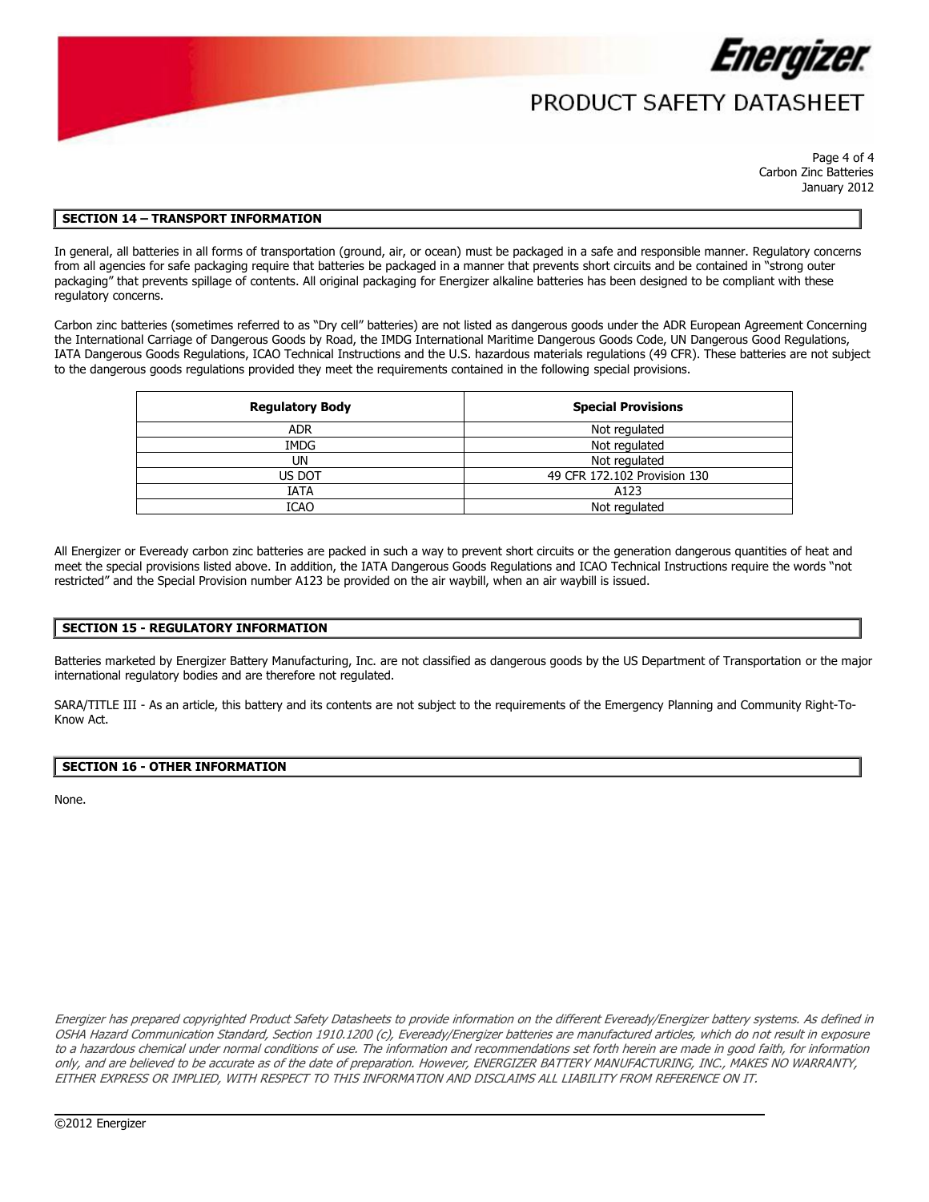## SECTION 14 – TRANSPORT INFORMATION

In general, all batteries in all forms of transportation (ground, air, or ocean) must be packaged in a safe and responsible manner. Regulatory concerns from all agencies for safe packaging require that batteries be packaged in a manner that prevents short circuits and be contained in "strong outer packaging" that prevents spillage of contents. All original packaging for Energizer alkaline batteries has been designed to be compliant with these regulatory concerns.

Carbon zinc batteries (sometimes referred to as "Dry cell" batteries) are not listed as dangerous goods under the ADR European Agreement Concerning the International Carriage of Dangerous Goods by Road, the IMDG International Maritime Dangerous Goods Code, UN Dangerous Good Regulations, IATA Dangerous Goods Regulations, ICAO Technical Instructions and the U.S. hazardous materials regulations (49 CFR). These batteries are not subject to the dangerous goods regulations provided they meet the requirements contained in the following special provisions.

| Regulatory Body | Special Provisions |
|---|---|
| ADR | Not regulated |
| IMDG | Not regulated |
| UN | Not regulated |
| US DOT | 49 CFR 172.102 Provision 130 |
| IATA | A123 |
| ICAO | Not regulated |

All Energizer or Eveready carbon zinc batteries are packed in such a way to prevent short circuits or the generation dangerous quantities of heat and meet the special provisions listed above. In addition, the IATA Dangerous Goods Regulations and ICAO Technical Instructions require the words "not restricted" and the Special Provision number A123 be provided on the air waybill, when an air waybill is issued.

## SECTION 15 - REGULATORY INFORMATION

Batteries marketed by Energizer Battery Manufacturing, Inc. are not classified as dangerous goods by the US Department of Transportation or the major international regulatory bodies and are therefore not regulated.

SARA/TITLE III - As an article, this battery and its contents are not subject to the requirements of the Emergency Planning and Community Right-To-Know Act.

## SECTION 16 - OTHER INFORMATION

None.

*Energizer has prepared copyrighted Product Safety Datasheets to provide information on the different Eveready/Energizer battery systems. As defined in OSHA Hazard Communication Standard, Section 1910.1200 (c), Eveready/Energizer batteries are manufactured articles, which do not result in exposure to a hazardous chemical under normal conditions of use. The information and recommendations set forth herein are made in good faith, for information only, and are believed to be accurate as of the date of preparation. However, ENERGIZER BATTERY MANUFACTURING, INC., MAKES NO WARRANTY, EITHER EXPRESS OR IMPLIED, WITH RESPECT TO THIS INFORMATION AND DISCLAIMS ALL LIABILITY FROM REFERENCE ON IT.*

©2012 Energizer